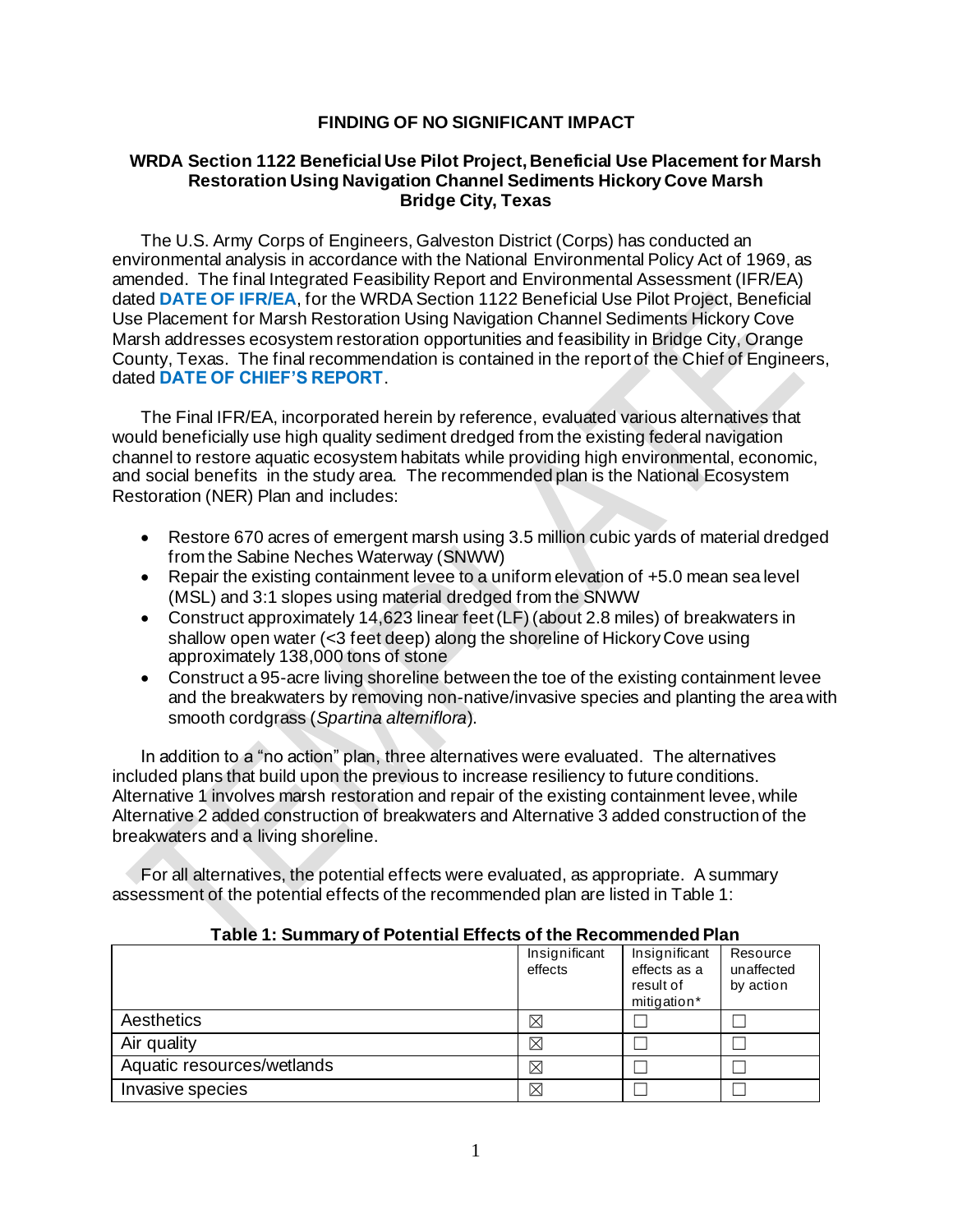# FINDING OF NO SIGNIFICANT IMPACT

## WRDA Section 1122 Beneficial Use Pilot Project, Beneficial Use Placement for Marsh Restoration Using Navigation Channel Sediments Hickory Cove Marsh Bridge City, Texas

The U.S. Army Corps of Engineers, Galveston District (Corps) has conducted an environmental analysis in accordance with the National Environmental Policy Act of 1969, as amended. The final Integrated Feasibility Report and Environmental Assessment (IFR/EA) dated **DATE OF IFR/EA**, for the WRDA Section 1122 Beneficial Use Pilot Project, Beneficial Use Placement for Marsh Restoration Using Navigation Channel Sediments Hickory Cove Marsh addresses ecosystem restoration opportunities and feasibility in Bridge City, Orange County, Texas. The final recommendation is contained in the report of the Chief of Engineers, dated **DATE OF CHIEF'S REPORT**.

The Final IFR/EA, incorporated herein by reference, evaluated various alternatives that would beneficially use high quality sediment dredged from the existing federal navigation channel to restore aquatic ecosystem habitats while providing high environmental, economic, and social benefits in the study area. The recommended plan is the National Ecosystem Restoration (NER) Plan and includes:

- Restore 670 acres of emergent marsh using 3.5 million cubic yards of material dredged from the Sabine Neches Waterway (SNWW)
- Repair the existing containment levee to a uniform elevation of +5.0 mean sea level (MSL) and 3:1 slopes using material dredged from the SNWW
- Construct approximately 14,623 linear feet (LF) (about 2.8 miles) of breakwaters in shallow open water (<3 feet deep) along the shoreline of Hickory Cove using approximately 138,000 tons of stone
- Construct a 95-acre living shoreline between the toe of the existing containment levee and the breakwaters by removing non-native/invasive species and planting the area with smooth cordgrass (*Spartina alterniflora*).

In addition to a "no action" plan, three alternatives were evaluated. The alternatives included plans that build upon the previous to increase resiliency to future conditions. Alternative 1 involves marsh restoration and repair of the existing containment levee, while Alternative 2 added construction of breakwaters and Alternative 3 added construction of the breakwaters and a living shoreline.

For all alternatives, the potential effects were evaluated, as appropriate. A summary assessment of the potential effects of the recommended plan are listed in Table 1:

**Table 1: Summary of Potential Effects of the Recommended Plan**

| | Insignificant effects | Insignificant effects as a result of mitigation* | Resource unaffected by action |
|---|---|---|---|
| Aesthetics | ☒ | ☐ | ☐ |
| Air quality | ☒ | ☐ | ☐ |
| Aquatic resources/wetlands | ☒ | ☐ | ☐ |
| Invasive species | ☒ | ☐ | ☐ |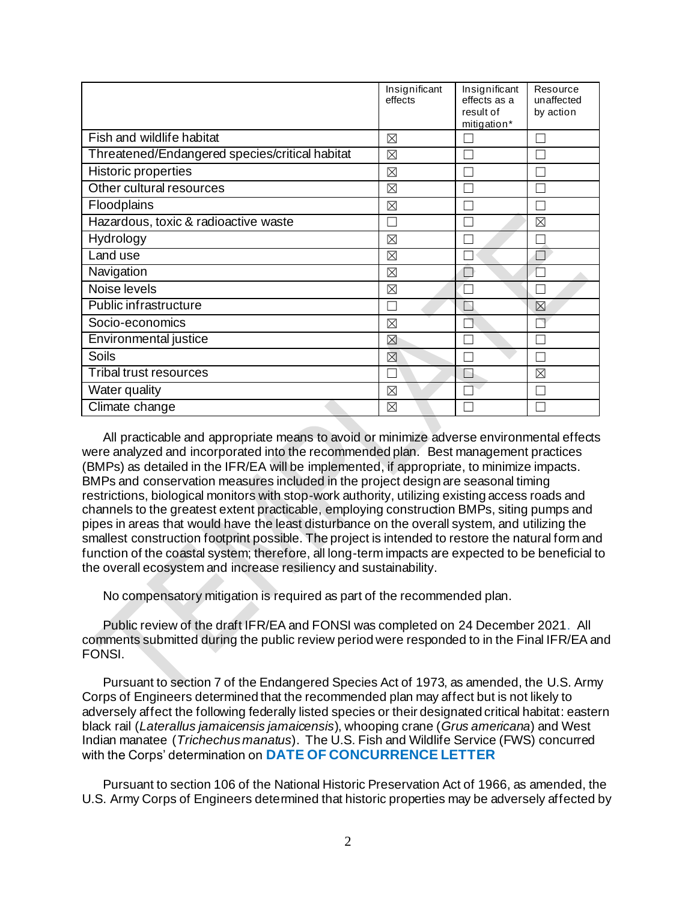| | Insignificant effects | Insignificant effects as a result of mitigation* | Resource unaffected by action |
|---|---|---|---|
| Fish and wildlife habitat | ☒ | ☐ | ☐ |
| Threatened/Endangered species/critical habitat | ☒ | ☐ | ☐ |
| Historic properties | ☒ | ☐ | ☐ |
| Other cultural resources | ☒ | ☐ | ☐ |
| Floodplains | ☒ | ☐ | ☐ |
| Hazardous, toxic & radioactive waste | ☐ | ☐ | ☒ |
| Hydrology | ☒ | ☐ | ☐ |
| Land use | ☒ | ☐ | ☐ |
| Navigation | ☒ | ☐ | ☐ |
| Noise levels | ☒ | ☐ | ☐ |
| Public infrastructure | ☐ | ☐ | ☒ |
| Socio-economics | ☒ | ☐ | ☐ |
| Environmental justice | ☒ | ☐ | ☐ |
| Soils | ☒ | ☐ | ☐ |
| Tribal trust resources | ☐ | ☐ | ☒ |
| Water quality | ☒ | ☐ | ☐ |
| Climate change | ☒ | ☐ | ☐ |

All practicable and appropriate means to avoid or minimize adverse environmental effects were analyzed and incorporated into the recommended plan. Best management practices (BMPs) as detailed in the IFR/EA will be implemented, if appropriate, to minimize impacts. BMPs and conservation measures included in the project design are seasonal timing restrictions, biological monitors with stop-work authority, utilizing existing access roads and channels to the greatest extent practicable, employing construction BMPs, siting pumps and pipes in areas that would have the least disturbance on the overall system, and utilizing the smallest construction footprint possible. The project is intended to restore the natural form and function of the coastal system; therefore, all long-term impacts are expected to be beneficial to the overall ecosystem and increase resiliency and sustainability.

No compensatory mitigation is required as part of the recommended plan.

Public review of the draft IFR/EA and FONSI was completed on 24 December 2021. All comments submitted during the public review period were responded to in the Final IFR/EA and FONSI.

Pursuant to section 7 of the Endangered Species Act of 1973, as amended, the U.S. Army Corps of Engineers determined that the recommended plan may affect but is not likely to adversely affect the following federally listed species or their designated critical habitat: eastern black rail (*Laterallus jamaicensis jamaicensis*), whooping crane (*Grus americana*) and West Indian manatee (*Trichechus manatus*). The U.S. Fish and Wildlife Service (FWS) concurred with the Corps' determination on **DATE OF CONCURRENCE LETTER**

Pursuant to section 106 of the National Historic Preservation Act of 1966, as amended, the U.S. Army Corps of Engineers determined that historic properties may be adversely affected by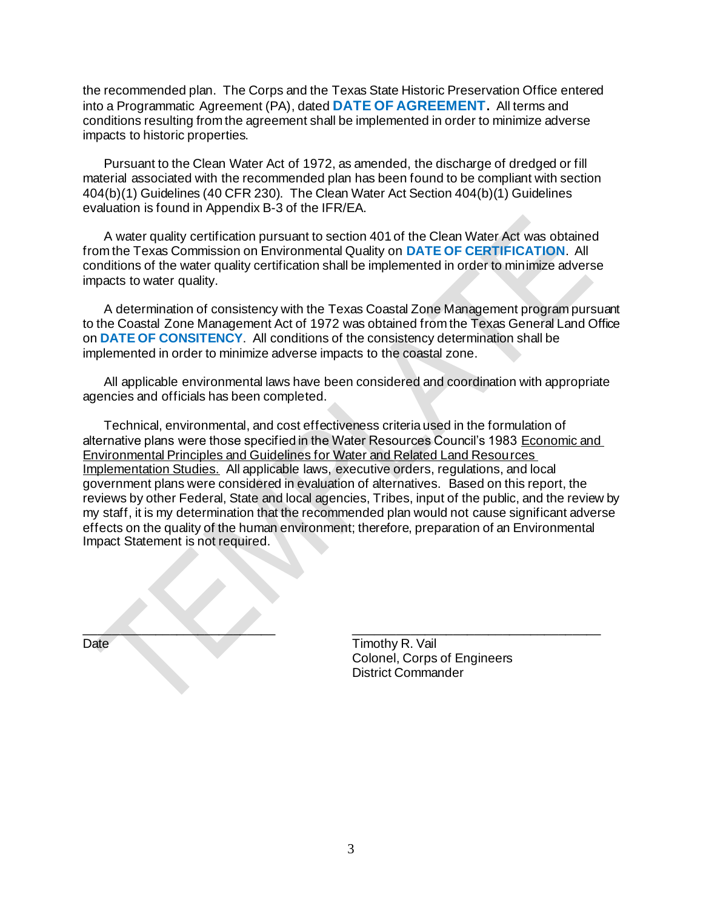the recommended plan. The Corps and the Texas State Historic Preservation Office entered into a Programmatic Agreement (PA), dated **DATE OF AGREEMENT**. All terms and conditions resulting from the agreement shall be implemented in order to minimize adverse impacts to historic properties.

Pursuant to the Clean Water Act of 1972, as amended, the discharge of dredged or fill material associated with the recommended plan has been found to be compliant with section 404(b)(1) Guidelines (40 CFR 230). The Clean Water Act Section 404(b)(1) Guidelines evaluation is found in Appendix B-3 of the IFR/EA.

A water quality certification pursuant to section 401 of the Clean Water Act was obtained from the Texas Commission on Environmental Quality on **DATE OF CERTIFICATION**. All conditions of the water quality certification shall be implemented in order to minimize adverse impacts to water quality.

A determination of consistency with the Texas Coastal Zone Management program pursuant to the Coastal Zone Management Act of 1972 was obtained from the Texas General Land Office on **DATE OF CONSITENCY**. All conditions of the consistency determination shall be implemented in order to minimize adverse impacts to the coastal zone.

All applicable environmental laws have been considered and coordination with appropriate agencies and officials has been completed.

Technical, environmental, and cost effectiveness criteria used in the formulation of alternative plans were those specified in the Water Resources Council's 1983 Economic and Environmental Principles and Guidelines for Water and Related Land Resources Implementation Studies. All applicable laws, executive orders, regulations, and local government plans were considered in evaluation of alternatives. Based on this report, the reviews by other Federal, State and local agencies, Tribes, input of the public, and the review by my staff, it is my determination that the recommended plan would not cause significant adverse effects on the quality of the human environment; therefore, preparation of an Environmental Impact Statement is not required.

TEMPLATE

\_\_\_\_\_\_\_\_\_\_\_\_\_\_\_\_\_\_\_\_\_\_\_\_\_\_\_\_
Date

\_\_\_\_\_\_\_\_\_\_\_\_\_\_\_\_\_\_\_\_\_\_\_\_\_\_\_\_\_\_\_\_\_\_\_\_
Timothy R. Vail
Colonel, Corps of Engineers
District Commander